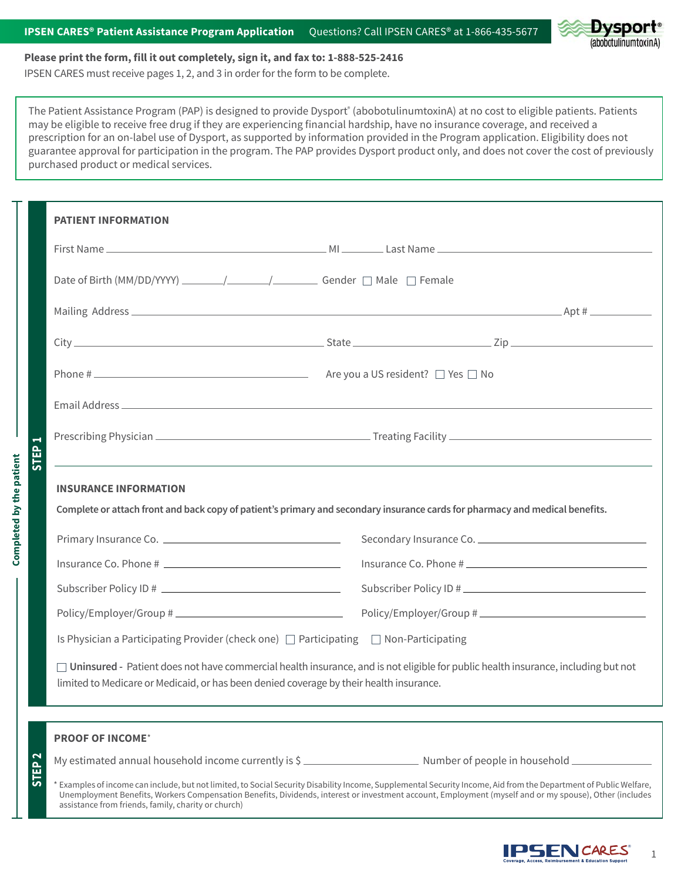**IPSEN CARES® Patient Assistance Program Application** Questions? Call IPSEN CARES® at 1-866-435-5677

Dysport® (abobotulinumtoxinA)

**Please print the form, fill it out completely, sign it, and fax to: 1-888-525-2416**

IPSEN CARES must receive pages 1, 2, and 3 in order for the form to be complete.

The Patient Assistance Program (PAP) is designed to provide Dysport® (abobotulinumtoxinA) at no cost to eligible patients. Patients may be eligible to receive free drug if they are experiencing financial hardship, have no insurance coverage, and received a prescription for an on-label use of Dysport, as supported by information provided in the Program application. Eligibility does not guarantee approval for participation in the program. The PAP provides Dysport product only, and does not cover the cost of previously purchased product or medical services.

Completed by the patient

## STEP 1

### PATIENT INFORMATION

First Name ______________________ MI ______ Last Name ______________________

Date of Birth (MM/DD/YYYY) ______/______/________ Gender ☐ Male ☐ Female

Mailing Address ______________________________________________ Apt # ________

City ______________________ State ______________ Zip ______________

Phone # ______________________ Are you a US resident? ☐ Yes ☐ No

Email Address ______________________________________________

Prescribing Physician ______________________ Treating Facility ______________________

### INSURANCE INFORMATION

**Complete or attach front and back copy of patient's primary and secondary insurance cards for pharmacy and medical benefits.**

Primary Insurance Co. ______________________ Secondary Insurance Co. ______________________

Insurance Co. Phone # ______________________ Insurance Co. Phone # ______________________

Subscriber Policy ID # ______________________ Subscriber Policy ID # ______________________

Policy/Employer/Group # ______________________ Policy/Employer/Group # ______________________

Is Physician a Participating Provider (check one) ☐ Participating ☐ Non-Participating

☐ **Uninsured -** Patient does not have commercial health insurance, and is not eligible for public health insurance, including but not limited to Medicare or Medicaid, or has been denied coverage by their health insurance.

## STEP 2

### PROOF OF INCOME*

My estimated annual household income currently is $ ______________ Number of people in household ________

* Examples of income can include, but not limited, to Social Security Disability Income, Supplemental Security Income, Aid from the Department of Public Welfare, Unemployment Benefits, Workers Compensation Benefits, Dividends, interest or investment account, Employment (myself and or my spouse), Other (includes assistance from friends, family, charity or church)

IPSEN CARES — Coverage, Access, Reimbursement & Education Support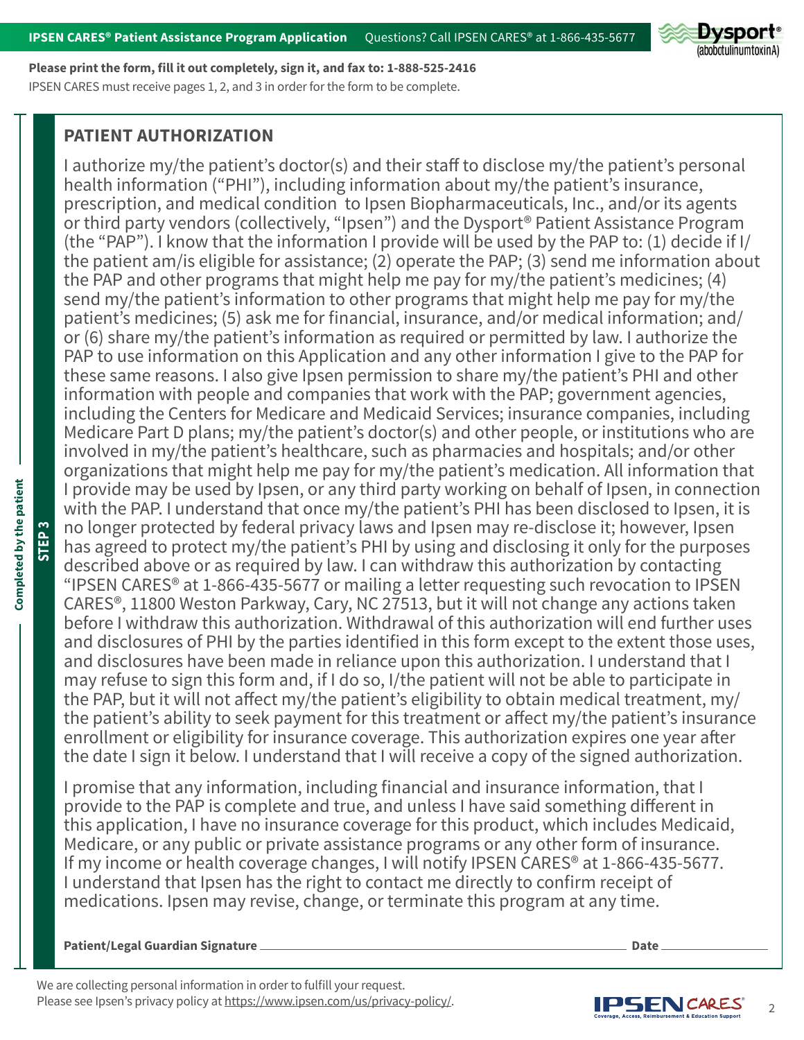**Please print the form, fill it out completely, sign it, and fax to: 1-888-525-2416**

IPSEN CARES must receive pages 1, 2, and 3 in order for the form to be complete.

Completed by the patient

STEP 3

## PATIENT AUTHORIZATION

I authorize my/the patient's doctor(s) and their staff to disclose my/the patient's personal health information ("PHI"), including information about my/the patient's insurance, prescription, and medical condition to Ipsen Biopharmaceuticals, Inc., and/or its agents or third party vendors (collectively, "Ipsen") and the Dysport® Patient Assistance Program (the "PAP"). I know that the information I provide will be used by the PAP to: (1) decide if I/the patient am/is eligible for assistance; (2) operate the PAP; (3) send me information about the PAP and other programs that might help me pay for my/the patient's medicines; (4) send my/the patient's information to other programs that might help me pay for my/the patient's medicines; (5) ask me for financial, insurance, and/or medical information; and/or (6) share my/the patient's information as required or permitted by law. I authorize the PAP to use information on this Application and any other information I give to the PAP for these same reasons. I also give Ipsen permission to share my/the patient's PHI and other information with people and companies that work with the PAP; government agencies, including the Centers for Medicare and Medicaid Services; insurance companies, including Medicare Part D plans; my/the patient's doctor(s) and other people, or institutions who are involved in my/the patient's healthcare, such as pharmacies and hospitals; and/or other organizations that might help me pay for my/the patient's medication. All information that I provide may be used by Ipsen, or any third party working on behalf of Ipsen, in connection with the PAP. I understand that once my/the patient's PHI has been disclosed to Ipsen, it is no longer protected by federal privacy laws and Ipsen may re-disclose it; however, Ipsen has agreed to protect my/the patient's PHI by using and disclosing it only for the purposes described above or as required by law. I can withdraw this authorization by contacting "IPSEN CARES® at 1-866-435-5677 or mailing a letter requesting such revocation to IPSEN CARES®, 11800 Weston Parkway, Cary, NC 27513, but it will not change any actions taken before I withdraw this authorization. Withdrawal of this authorization will end further uses and disclosures of PHI by the parties identified in this form except to the extent those uses, and disclosures have been made in reliance upon this authorization. I understand that I may refuse to sign this form and, if I do so, I/the patient will not be able to participate in the PAP, but it will not affect my/the patient's eligibility to obtain medical treatment, my/the patient's ability to seek payment for this treatment or affect my/the patient's insurance enrollment or eligibility for insurance coverage. This authorization expires one year after the date I sign it below. I understand that I will receive a copy of the signed authorization.

I promise that any information, including financial and insurance information, that I provide to the PAP is complete and true, and unless I have said something different in this application, I have no insurance coverage for this product, which includes Medicaid, Medicare, or any public or private assistance programs or any other form of insurance. If my income or health coverage changes, I will notify IPSEN CARES® at 1-866-435-5677. I understand that Ipsen has the right to contact me directly to confirm receipt of medications. Ipsen may revise, change, or terminate this program at any time.

**Patient/Legal Guardian Signature** ______________________________ **Date** ______________

We are collecting personal information in order to fulfill your request.
Please see Ipsen's privacy policy at https://www.ipsen.com/us/privacy-policy/.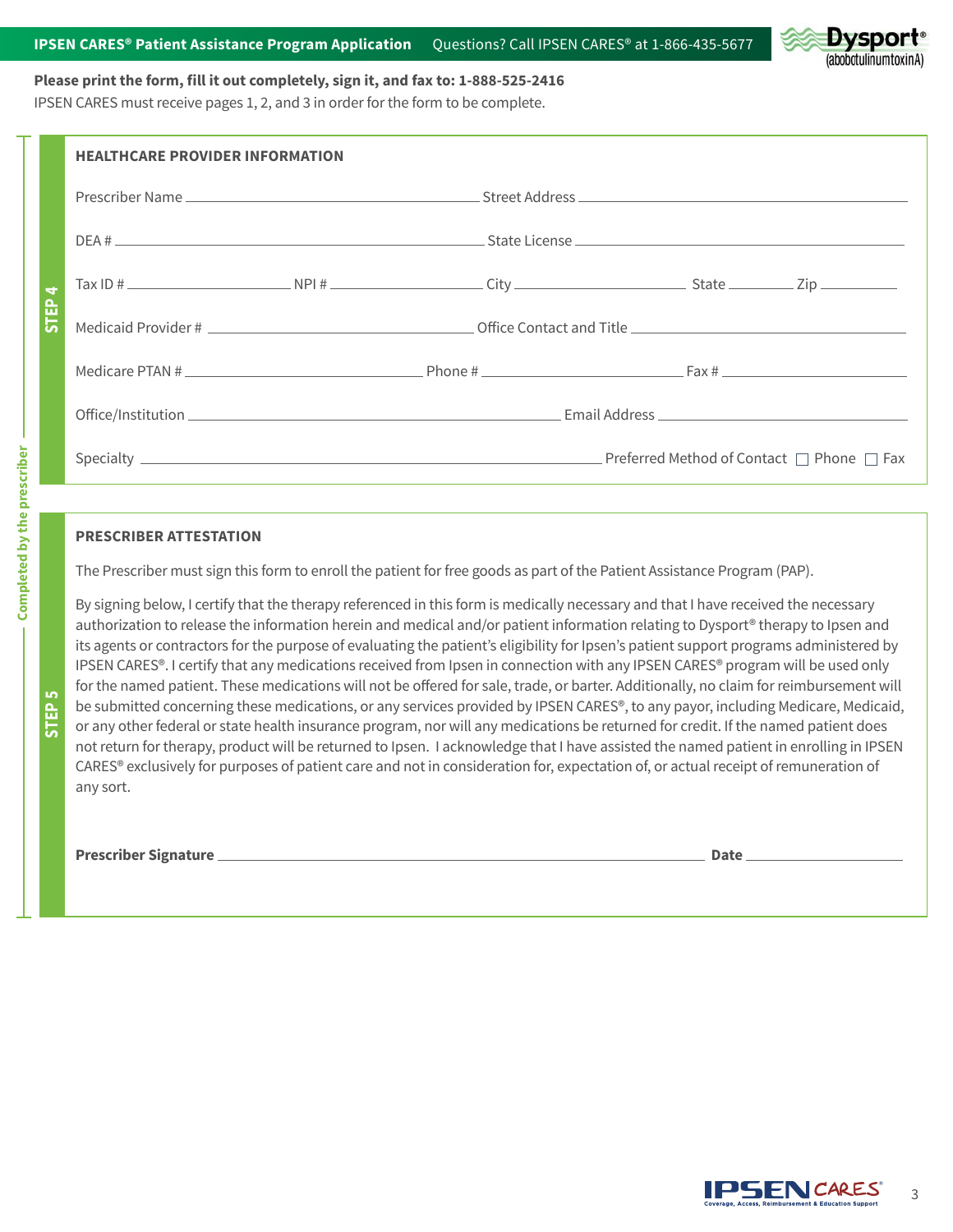**IPSEN CARES® Patient Assistance Program Application** Questions? Call IPSEN CARES® at 1-866-435-5677

**Please print the form, fill it out completely, sign it, and fax to: 1-888-525-2416**

IPSEN CARES must receive pages 1, 2, and 3 in order for the form to be complete.

*Completed by the prescriber*

**STEP 4**

## HEALTHCARE PROVIDER INFORMATION

Prescriber Name ______________________ Street Address ______________________

DEA # ______________________ State License ______________________

Tax ID # ____________ NPI # ____________ City ____________ State ________ Zip ________

Medicaid Provider # ______________________ Office Contact and Title ______________________

Medicare PTAN # ______________ Phone # ______________ Fax # ______________

Office/Institution ______________________ Email Address ______________________

Specialty ______________________ Preferred Method of Contact ☐ Phone ☐ Fax

**STEP 5**

## PRESCRIBER ATTESTATION

The Prescriber must sign this form to enroll the patient for free goods as part of the Patient Assistance Program (PAP).

By signing below, I certify that the therapy referenced in this form is medically necessary and that I have received the necessary authorization to release the information herein and medical and/or patient information relating to Dysport® therapy to Ipsen and its agents or contractors for the purpose of evaluating the patient's eligibility for Ipsen's patient support programs administered by IPSEN CARES®. I certify that any medications received from Ipsen in connection with any IPSEN CARES® program will be used only for the named patient. These medications will not be offered for sale, trade, or barter. Additionally, no claim for reimbursement will be submitted concerning these medications, or any services provided by IPSEN CARES®, to any payor, including Medicare, Medicaid, or any other federal or state health insurance program, nor will any medications be returned for credit. If the named patient does not return for therapy, product will be returned to Ipsen. I acknowledge that I have assisted the named patient in enrolling in IPSEN CARES® exclusively for purposes of patient care and not in consideration for, expectation of, or actual receipt of remuneration of any sort.

**Prescriber Signature** ______________________ **Date** ____________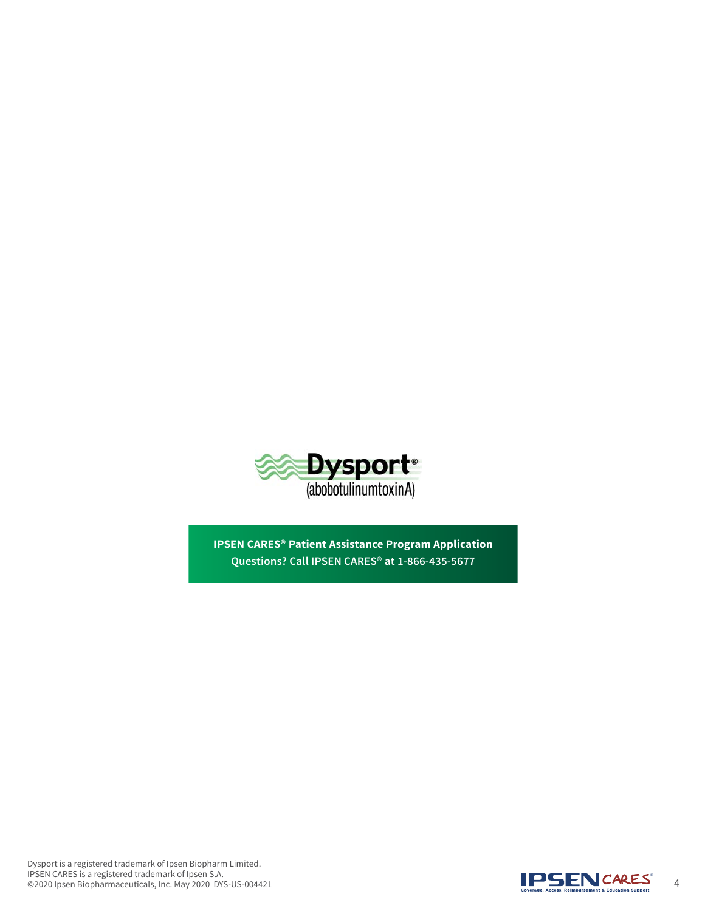Dysport®
(abobotulinumtoxinA)

**IPSEN CARES® Patient Assistance Program Application**
**Questions? Call IPSEN CARES® at 1-866-435-5677**

Dysport is a registered trademark of Ipsen Biopharm Limited.
IPSEN CARES is a registered trademark of Ipsen S.A.
©2020 Ipsen Biopharmaceuticals, Inc. May 2020 DYS-US-004421

IPSEN CARES®
Coverage, Access, Reimbursement & Education Support